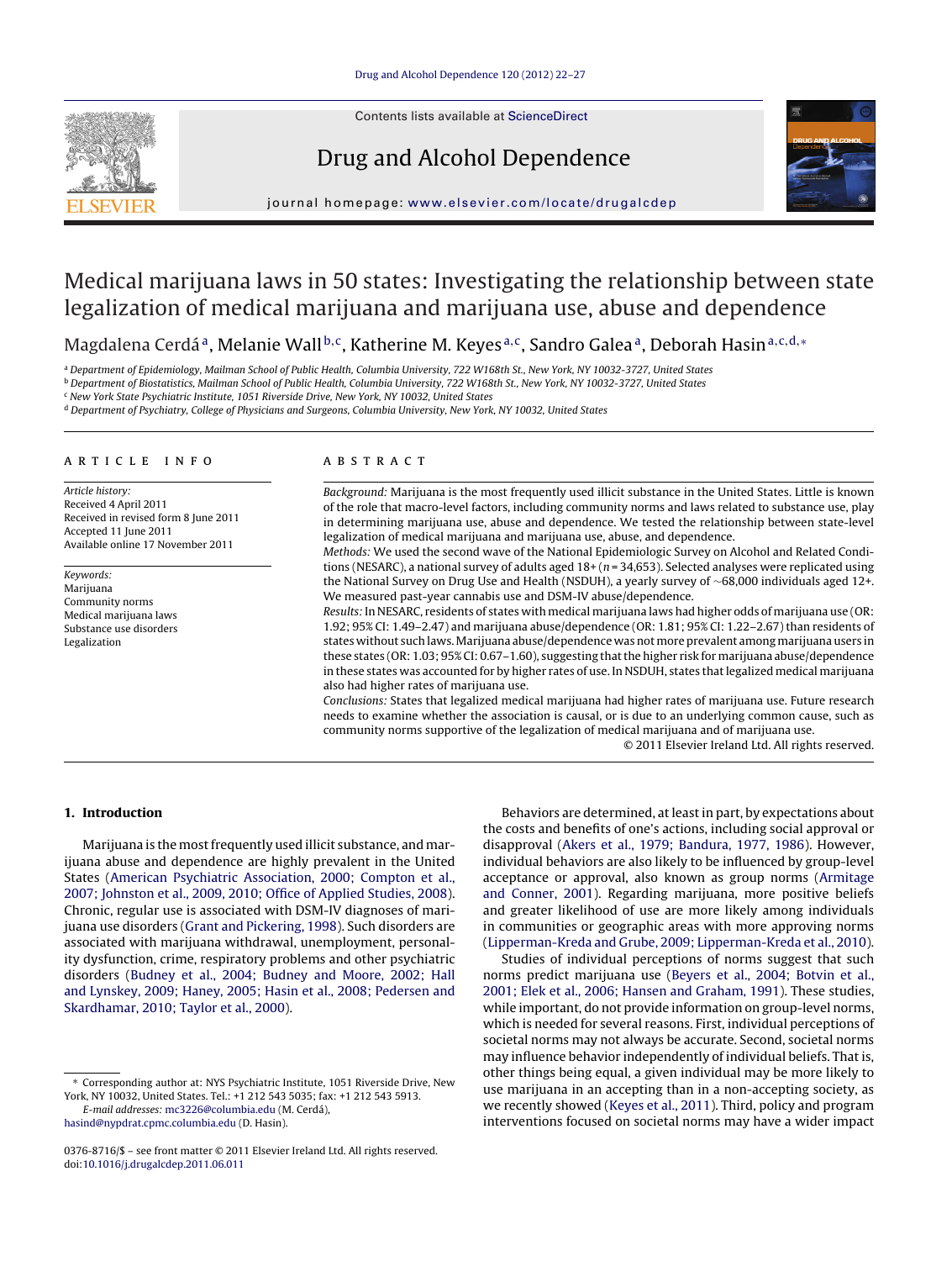# Medical marijuana laws in 50 states: Investigating the relationship between state legalization of medical marijuana and marijuana use, abuse and dependence

Magdalena Cerdá[a], Melanie Wall[b,c], Katherine M. Keyes[a,c], Sandro Galea[a], Deborah Hasin[a,c,d,*]

[a] Department of Epidemiology, Mailman School of Public Health, Columbia University, 722 W168th St., New York, NY 10032-3727, United States
[b] Department of Biostatistics, Mailman School of Public Health, Columbia University, 722 W168th St., New York, NY 10032-3727, United States
[c] New York State Psychiatric Institute, 1051 Riverside Drive, New York, NY 10032, United States
[d] Department of Psychiatry, College of Physicians and Surgeons, Columbia University, New York, NY 10032, United States

## ARTICLE INFO

*Article history:*
Received 4 April 2011
Received in revised form 8 June 2011
Accepted 11 June 2011
Available online 17 November 2011

*Keywords:*
Marijuana
Community norms
Medical marijuana laws
Substance use disorders
Legalization

## ABSTRACT

*Background:* Marijuana is the most frequently used illicit substance in the United States. Little is known of the role that macro-level factors, including community norms and laws related to substance use, play in determining marijuana use, abuse and dependence. We tested the relationship between state-level legalization of medical marijuana and marijuana use, abuse, and dependence.

*Methods:* We used the second wave of the National Epidemiologic Survey on Alcohol and Related Conditions (NESARC), a national survey of adults aged 18+ ($n = 34{,}653$). Selected analyses were replicated using the National Survey on Drug Use and Health (NSDUH), a yearly survey of ~68,000 individuals aged 12+. We measured past-year cannabis use and DSM-IV abuse/dependence.

*Results:* In NESARC, residents of states with medical marijuana laws had higher odds of marijuana use (OR: 1.92; 95% CI: 1.49–2.47) and marijuana abuse/dependence (OR: 1.81; 95% CI: 1.22–2.67) than residents of states without such laws. Marijuana abuse/dependence was not more prevalent among marijuana users in these states (OR: 1.03; 95% CI: 0.67–1.60), suggesting that the higher risk for marijuana abuse/dependence in these states was accounted for by higher rates of use. In NSDUH, states that legalized medical marijuana also had higher rates of marijuana use.

*Conclusions:* States that legalized medical marijuana had higher rates of marijuana use. Future research needs to examine whether the association is causal, or is due to an underlying common cause, such as community norms supportive of the legalization of medical marijuana and of marijuana use.

© 2011 Elsevier Ireland Ltd. All rights reserved.

## 1. Introduction

Marijuana is the most frequently used illicit substance, and marijuana abuse and dependence are highly prevalent in the United States (American Psychiatric Association, 2000; Compton et al., 2007; Johnston et al., 2009, 2010; Office of Applied Studies, 2008). Chronic, regular use is associated with DSM-IV diagnoses of marijuana use disorders (Grant and Pickering, 1998). Such disorders are associated with marijuana withdrawal, unemployment, personality dysfunction, crime, respiratory problems and other psychiatric disorders (Budney et al., 2004; Budney and Moore, 2002; Hall and Lynskey, 2009; Haney, 2005; Hasin et al., 2008; Pedersen and Skardhamar, 2010; Taylor et al., 2000).

Behaviors are determined, at least in part, by expectations about the costs and benefits of one's actions, including social approval or disapproval (Akers et al., 1979; Bandura, 1977, 1986). However, individual behaviors are also likely to be influenced by group-level acceptance or approval, also known as group norms (Armitage and Conner, 2001). Regarding marijuana, more positive beliefs and greater likelihood of use are more likely among individuals in communities or geographic areas with more approving norms (Lipperman-Kreda and Grube, 2009; Lipperman-Kreda et al., 2010).

Studies of individual perceptions of norms suggest that such norms predict marijuana use (Beyers et al., 2004; Botvin et al., 2001; Elek et al., 2006; Hansen and Graham, 1991). These studies, while important, do not provide information on group-level norms, which is needed for several reasons. First, individual perceptions of societal norms may not always be accurate. Second, societal norms may influence behavior independently of individual beliefs. That is, other things being equal, a given individual may be more likely to use marijuana in an accepting than in a non-accepting society, as we recently showed (Keyes et al., 2011). Third, policy and program interventions focused on societal norms may have a wider impact

* Corresponding author at: NYS Psychiatric Institute, 1051 Riverside Drive, New York, NY 10032, United States. Tel.: +1 212 543 5035; fax: +1 212 543 5913.
*E-mail addresses:* mc3226@columbia.edu (M. Cerdá), hasind@nypdrat.cpmc.columbia.edu (D. Hasin).

0376-8716/$ – see front matter © 2011 Elsevier Ireland Ltd. All rights reserved.
doi:10.1016/j.drugalcdep.2011.06.011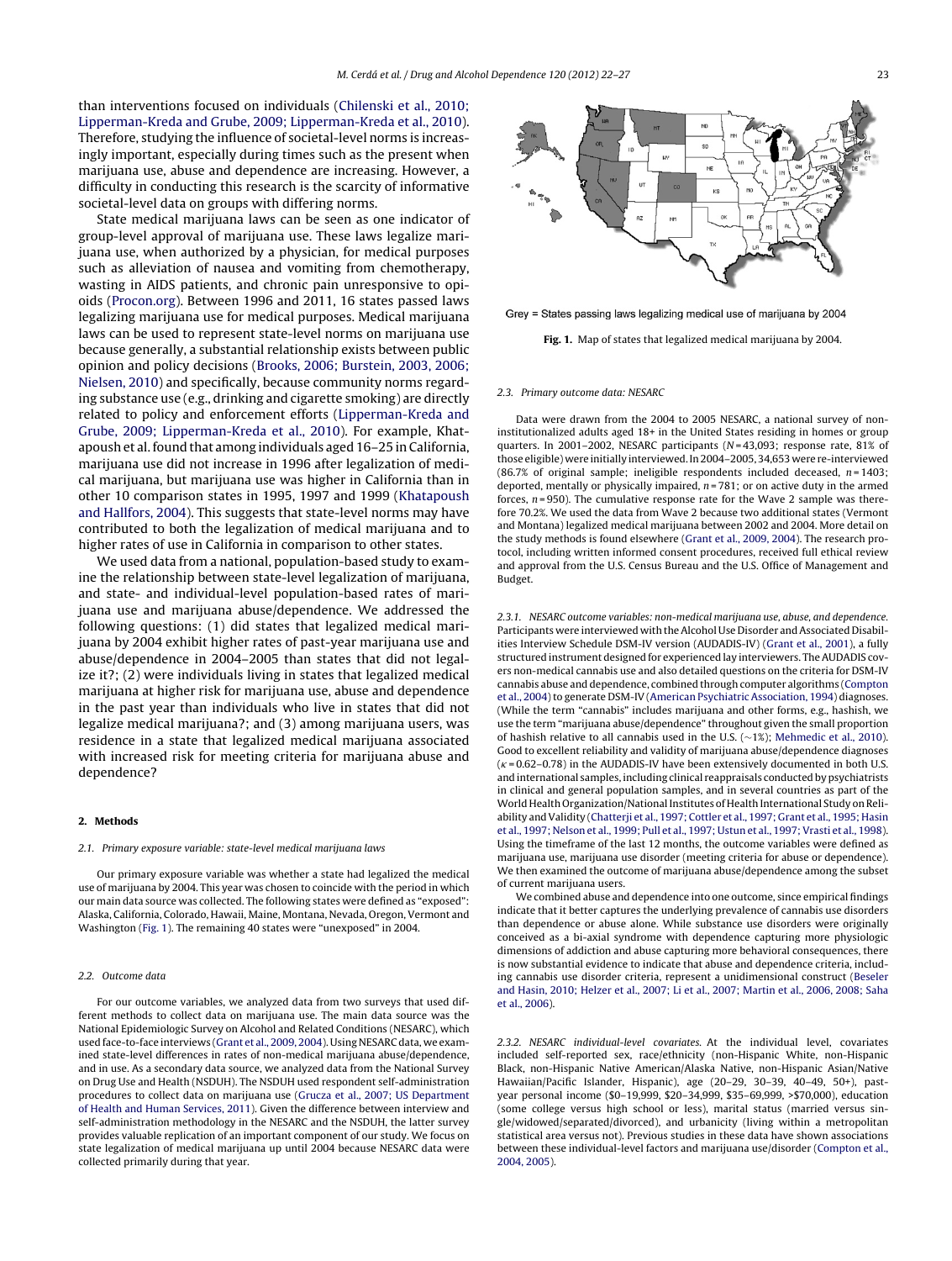than interventions focused on individuals (Chilenski et al., 2010; Lipperman-Kreda and Grube, 2009; Lipperman-Kreda et al., 2010). Therefore, studying the influence of societal-level norms is increasingly important, especially during times such as the present when marijuana use, abuse and dependence are increasing. However, a difficulty in conducting this research is the scarcity of informative societal-level data on groups with differing norms.

State medical marijuana laws can be seen as one indicator of group-level approval of marijuana use. These laws legalize marijuana use, when authorized by a physician, for medical purposes such as alleviation of nausea and vomiting from chemotherapy, wasting in AIDS patients, and chronic pain unresponsive to opioids (Procon.org). Between 1996 and 2011, 16 states passed laws legalizing marijuana use for medical purposes. Medical marijuana laws can be used to represent state-level norms on marijuana use because generally, a substantial relationship exists between public opinion and policy decisions (Brooks, 2006; Burstein, 2003, 2006; Nielsen, 2010) and specifically, because community norms regarding substance use (e.g., drinking and cigarette smoking) are directly related to policy and enforcement efforts (Lipperman-Kreda and Grube, 2009; Lipperman-Kreda et al., 2010). For example, Khatapoush et al. found that among individuals aged 16–25 in California, marijuana use did not increase in 1996 after legalization of medical marijuana, but marijuana use was higher in California than in other 10 comparison states in 1995, 1997 and 1999 (Khatapoush and Hallfors, 2004). This suggests that state-level norms may have contributed to both the legalization of medical marijuana and to higher rates of use in California in comparison to other states.

We used data from a national, population-based study to examine the relationship between state-level legalization of marijuana, and state- and individual-level population-based rates of marijuana use and marijuana abuse/dependence. We addressed the following questions: (1) did states that legalized medical marijuana by 2004 exhibit higher rates of past-year marijuana use and abuse/dependence in 2004–2005 than states that did not legalize it?; (2) were individuals living in states that legalized medical marijuana at higher risk for marijuana use, abuse and dependence in the past year than individuals who live in states that did not legalize medical marijuana?; and (3) among marijuana users, was residence in a state that legalized medical marijuana associated with increased risk for meeting criteria for marijuana abuse and dependence?

## 2. Methods

### 2.1. Primary exposure variable: state-level medical marijuana laws

Our primary exposure variable was whether a state had legalized the medical use of marijuana by 2004. This year was chosen to coincide with the period in which our main data source was collected. The following states were defined as "exposed": Alaska, California, Colorado, Hawaii, Maine, Montana, Nevada, Oregon, Vermont and Washington (Fig. 1). The remaining 40 states were "unexposed" in 2004.

### 2.2. Outcome data

For our outcome variables, we analyzed data from two surveys that used different methods to collect data on marijuana use. The main data source was the National Epidemiologic Survey on Alcohol and Related Conditions (NESARC), which used face-to-face interviews (Grant et al., 2009, 2004). Using NESARC data, we examined state-level differences in rates of non-medical marijuana abuse/dependence, and in use. As a secondary data source, we analyzed data from the National Survey on Drug Use and Health (NSDUH). The NSDUH used respondent self-administration procedures to collect data on marijuana use (Grucza et al., 2007; US Department of Health and Human Services, 2011). Given the difference between interview and self-administration methodology in the NESARC and the NSDUH, the latter survey provides valuable replication of an important component of our study. We focus on state legalization of medical marijuana up until 2004 because NESARC data were collected primarily during that year.

Grey = States passing laws legalizing medical use of marijuana by 2004

**Fig. 1.** Map of states that legalized medical marijuana by 2004.

### 2.3. Primary outcome data: NESARC

Data were drawn from the 2004 to 2005 NESARC, a national survey of non-institutionalized adults aged 18+ in the United States residing in homes or group quarters. In 2001–2002, NESARC participants ($N = 43{,}093$; response rate, 81% of those eligible) were initially interviewed. In 2004–2005, 34,653 were re-interviewed (86.7% of original sample; ineligible respondents included deceased, $n = 1403$; deported, mentally or physically impaired, $n = 781$; or on active duty in the armed forces, $n = 950$). The cumulative response rate for the Wave 2 sample was therefore 70.2%. We used the data from Wave 2 because two additional states (Vermont and Montana) legalized medical marijuana between 2002 and 2004. More detail on the study methods is found elsewhere (Grant et al., 2009, 2004). The research protocol, including written informed consent procedures, received full ethical review and approval from the U.S. Census Bureau and the U.S. Office of Management and Budget.

#### 2.3.1. NESARC outcome variables: non-medical marijuana use, abuse, and dependence.

Participants were interviewed with the Alcohol Use Disorder and Associated Disabilities Interview Schedule DSM-IV version (AUDADIS-IV) (Grant et al., 2001), a fully structured instrument designed for experienced lay interviewers. The AUDADIS covers non-medical cannabis use and also detailed questions on the criteria for DSM-IV cannabis abuse and dependence, combined through computer algorithms (Compton et al., 2004) to generate DSM-IV (American Psychiatric Association, 1994) diagnoses. (While the term "cannabis" includes marijuana and other forms, e.g., hashish, we use the term "marijuana abuse/dependence" throughout given the small proportion of hashish relative to all cannabis used in the U.S. (~1%); Mehmedic et al., 2010). Good to excellent reliability and validity of marijuana abuse/dependence diagnoses ($\kappa = 0.62$–$0.78$) in the AUDADIS-IV have been extensively documented in both U.S. and international samples, including clinical reappraisals conducted by psychiatrists in clinical and general population samples, and in several countries as part of the World Health Organization/National Institutes of Health International Study on Reliability and Validity (Chatterji et al., 1997; Cottler et al., 1997; Grant et al., 1995; Hasin et al., 1997; Nelson et al., 1999; Pull et al., 1997; Ustun et al., 1997; Vrasti et al., 1998). Using the timeframe of the last 12 months, the outcome variables were defined as marijuana use, marijuana use disorder (meeting criteria for abuse or dependence). We then examined the outcome of marijuana abuse/dependence among the subset of current marijuana users.

We combined abuse and dependence into one outcome, since empirical findings indicate that it better captures the underlying prevalence of cannabis use disorders than dependence or abuse alone. While substance use disorders were originally conceived as a bi-axial syndrome with dependence capturing more physiologic dimensions of addiction and abuse capturing more behavioral consequences, there is now substantial evidence to indicate that abuse and dependence criteria, including cannabis use disorder criteria, represent a unidimensional construct (Beseler and Hasin, 2010; Helzer et al., 2007; Li et al., 2007; Martin et al., 2006, 2008; Saha et al., 2006).

#### 2.3.2. NESARC individual-level covariates.

At the individual level, covariates included self-reported sex, race/ethnicity (non-Hispanic White, non-Hispanic Black, non-Hispanic Native American/Alaska Native, non-Hispanic Asian/Native Hawaiian/Pacific Islander, Hispanic), age (20–29, 30–39, 40–49, 50+), past-year personal income ($0–19,999, $20–34,999, $35–69,999, >$70,000), education (some college versus high school or less), marital status (married versus single/widowed/separated/divorced), and urbanicity (living within a metropolitan statistical area versus not). Previous studies in these data have shown associations between these individual-level factors and marijuana use/disorder (Compton et al., 2004, 2005).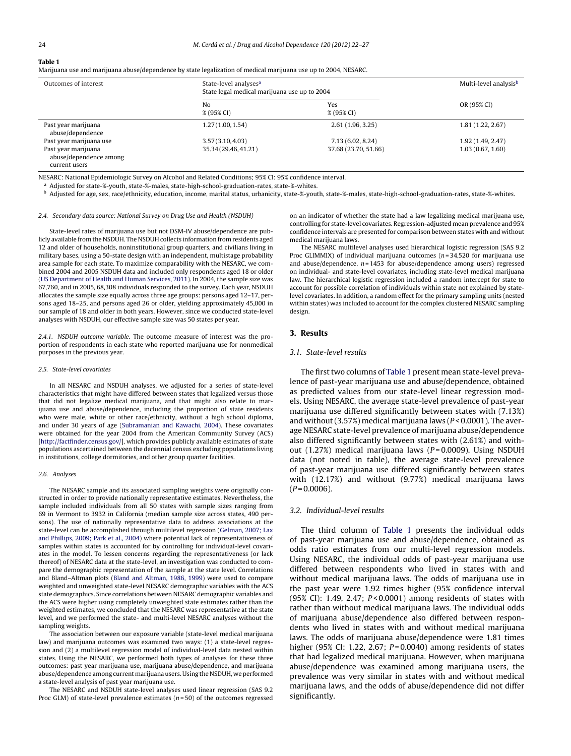**Table 1**

Marijuana use and marijuana abuse/dependence by state legalization of medical marijuana use up to 2004, NESARC.

| Outcomes of interest | State-level analyses[a] State legal medical marijuana use up to 2004 | | Multi-level analysis[b] |
|---|---|---|---|
| | No % (95% CI) | Yes % (95% CI) | OR (95% CI) |
| Past year marijuana abuse/dependence | 1.27 (1.00, 1.54) | 2.61 (1.96, 3.25) | 1.81 (1.22, 2.67) |
| Past year marijuana use | 3.57 (3.10, 4.03) | 7.13 (6.02, 8.24) | 1.92 (1.49, 2.47) |
| Past year marijuana abuse/dependence among current users | 35.34 (29.46, 41.21) | 37.68 (23.70, 51.66) | 1.03 (0.67, 1.60) |

NESARC: National Epidemiologic Survey on Alcohol and Related Conditions; 95% CI: 95% confidence interval.

[a] Adjusted for state-%-youth, state-%-males, state-high-school-graduation-rates, state-%-whites.

[b] Adjusted for age, sex, race/ethnicity, education, income, marital status, urbanicity, state-%-youth, state-%-males, state-high-school-graduation-rates, state-%-whites.

#### 2.4. Secondary data source: National Survey on Drug Use and Health (NSDUH)

State-level rates of marijuana use but not DSM-IV abuse/dependence are publicly available from the NSDUH. The NSDUH collects information from residents aged 12 and older of households, noninstitutional group quarters, and civilians living in military bases, using a 50-state design with an independent, multistage probability area sample for each state. To maximize comparability with the NESARC, we combined 2004 and 2005 NSDUH data and included only respondents aged 18 or older (US Department of Health and Human Services, 2011). In 2004, the sample size was 67,760, and in 2005, 68,308 individuals responded to the survey. Each year, NSDUH allocates the sample size equally across three age groups: persons aged 12–17, persons aged 18–25, and persons aged 26 or older, yielding approximately 45,000 in our sample of 18 and older in both years. However, since we conducted state-level analyses with NSDUH, our effective sample size was 50 states per year.

##### 2.4.1. NSDUH outcome variable.

The outcome measure of interest was the proportion of respondents in each state who reported marijuana use for nonmedical purposes in the previous year.

#### 2.5. State-level covariates

In all NESARC and NSDUH analyses, we adjusted for a series of state-level characteristics that might have differed between states that legalized versus those that did not legalize medical marijuana, and that might also relate to marijuana use and abuse/dependence, including the proportion of state residents who were male, white or other race/ethnicity, without a high school diploma, and under 30 years of age (Subramanian and Kawachi, 2004). These covariates were obtained for the year 2004 from the American Community Survey (ACS) [http://factfinder.census.gov/], which provides publicly available estimates of state populations ascertained between the decennial census excluding populations living in institutions, college dormitories, and other group quarter facilities.

#### 2.6. Analyses

The NESARC sample and its associated sampling weights were originally constructed in order to provide nationally representative estimates. Nevertheless, the sample included individuals from all 50 states with sample sizes ranging from 69 in Vermont to 3932 in California (median sample size across states, 490 persons). The use of nationally representative data to address associations at the state-level can be accomplished through multilevel regression (Gelman, 2007; Lax and Phillips, 2009; Park et al., 2004) where potential lack of representativeness of samples within states is accounted for by controlling for individual-level covariates in the model. To lessen concerns regarding the representativeness (or lack thereof) of NESARC data at the state-level, an investigation was conducted to compare the demographic representation of the sample at the state level. Correlations and Bland–Altman plots (Bland and Altman, 1986, 1999) were used to compare weighted and unweighted state-level NESARC demographic variables with the ACS state demographics. Since correlations between NESARC demographic variables and the ACS were higher using completely unweighted state estimates rather than the weighted estimates, we concluded that the NESARC was representative at the state level, and we performed the state- and multi-level NESARC analyses without the sampling weights.

The association between our exposure variable (state-level medical marijuana law) and marijuana outcomes was examined two ways: (1) a state-level regression and (2) a multilevel regression model of individual-level data nested within states. Using the NESARC, we performed both types of analyses for these three outcomes: past year marijuana use, marijuana abuse/dependence, and marijuana abuse/dependence among current marijuana users. Using the NSDUH, we performed a state-level analysis of past year marijuana use.

The NESARC and NSDUH state-level analyses used linear regression (SAS 9.2 Proc GLM) of state-level prevalence estimates ($n = 50$) of the outcomes regressed on an indicator of whether the state had a law legalizing medical marijuana use, controlling for state-level covariates. Regression-adjusted mean prevalence and 95% confidence intervals are presented for comparison between states with and without medical marijuana laws.

The NESARC multilevel analyses used hierarchical logistic regression (SAS 9.2 Proc GLIMMIX) of individual marijuana outcomes ($n = 34{,}520$ for marijuana use and abuse/dependence, $n = 1453$ for abuse/dependence among users) regressed on individual- and state-level covariates, including state-level medical marijuana law. The hierarchical logistic regression included a random intercept for state to account for possible correlation of individuals within state not explained by state-level covariates. In addition, a random effect for the primary sampling units (nested within states) was included to account for the complex clustered NESARC sampling design.

## 3. Results

### 3.1. State-level results

The first two columns of Table 1 present mean state-level prevalence of past-year marijuana use and abuse/dependence, obtained as predicted values from our state-level linear regression models. Using NESARC, the average state-level prevalence of past-year marijuana use differed significantly between states with (7.13%) and without (3.57%) medical marijuana laws ($P < 0.0001$). The average NESARC state-level prevalence of marijuana abuse/dependence also differed significantly between states with (2.61%) and without (1.27%) medical marijuana laws ($P = 0.0009$). Using NSDUH data (not noted in table), the average state-level prevalence of past-year marijuana use differed significantly between states with (12.17%) and without (9.77%) medical marijuana laws ($P = 0.0006$).

### 3.2. Individual-level results

The third column of Table 1 presents the individual odds of past-year marijuana use and abuse/dependence, obtained as odds ratio estimates from our multi-level regression models. Using NESARC, the individual odds of past-year marijuana use differed between respondents who lived in states with and without medical marijuana laws. The odds of marijuana use in the past year were 1.92 times higher (95% confidence interval (95% CI): 1.49, 2.47; $P < 0.0001$) among residents of states with rather than without medical marijuana laws. The individual odds of marijuana abuse/dependence also differed between respondents who lived in states with and without medical marijuana laws. The odds of marijuana abuse/dependence were 1.81 times higher (95% CI: 1.22, 2.67; $P = 0.0040$) among residents of states that had legalized medical marijuana. However, when marijuana abuse/dependence was examined among marijuana users, the prevalence was very similar in states with and without medical marijuana laws, and the odds of abuse/dependence did not differ significantly.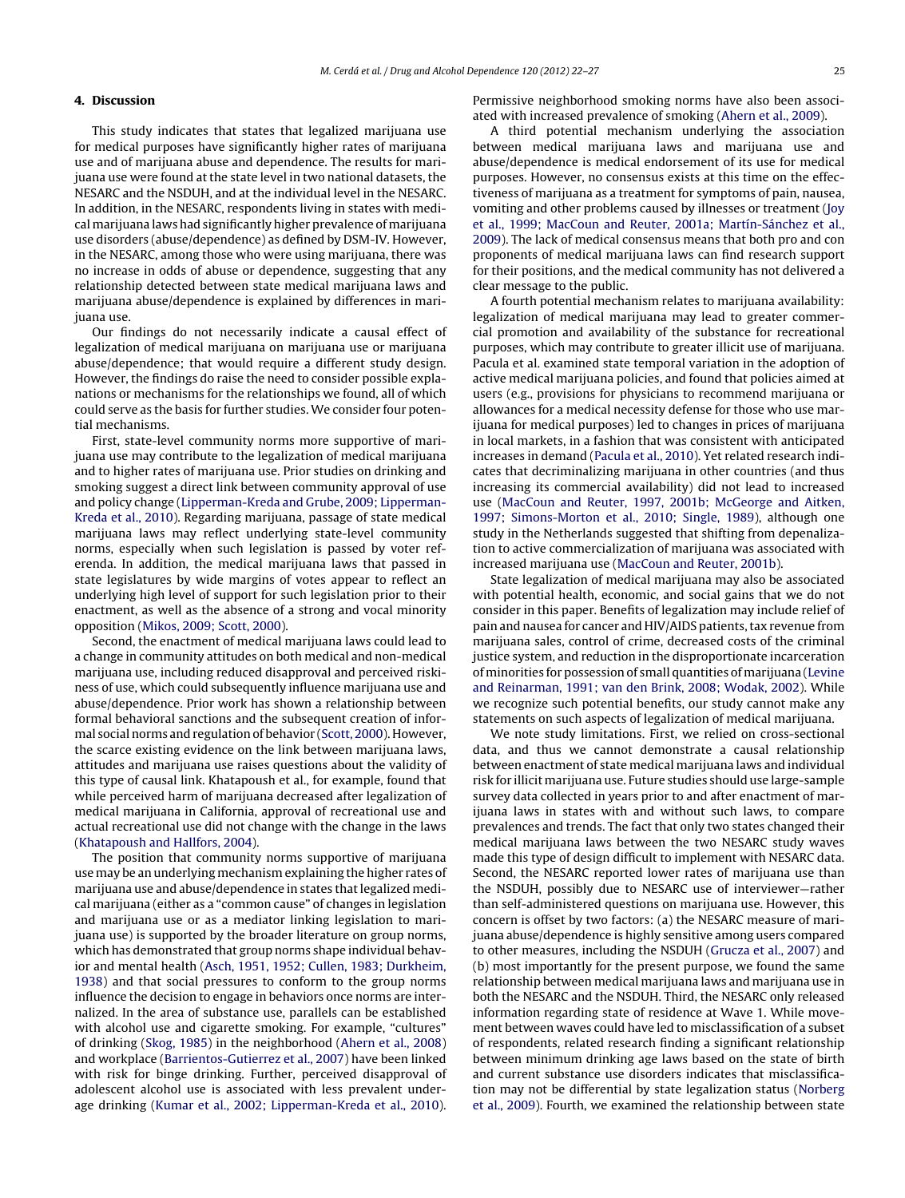## 4. Discussion

This study indicates that states that legalized marijuana use for medical purposes have significantly higher rates of marijuana use and of marijuana abuse and dependence. The results for marijuana use were found at the state level in two national datasets, the NESARC and the NSDUH, and at the individual level in the NESARC. In addition, in the NESARC, respondents living in states with medical marijuana laws had significantly higher prevalence of marijuana use disorders (abuse/dependence) as defined by DSM-IV. However, in the NESARC, among those who were using marijuana, there was no increase in odds of abuse or dependence, suggesting that any relationship detected between state medical marijuana laws and marijuana abuse/dependence is explained by differences in marijuana use.

Our findings do not necessarily indicate a causal effect of legalization of medical marijuana on marijuana use or marijuana abuse/dependence; that would require a different study design. However, the findings do raise the need to consider possible explanations or mechanisms for the relationships we found, all of which could serve as the basis for further studies. We consider four potential mechanisms.

First, state-level community norms more supportive of marijuana use may contribute to the legalization of medical marijuana and to higher rates of marijuana use. Prior studies on drinking and smoking suggest a direct link between community approval of use and policy change (Lipperman-Kreda and Grube, 2009; Lipperman-Kreda et al., 2010). Regarding marijuana, passage of state medical marijuana laws may reflect underlying state-level community norms, especially when such legislation is passed by voter referenda. In addition, the medical marijuana laws that passed in state legislatures by wide margins of votes appear to reflect an underlying high level of support for such legislation prior to their enactment, as well as the absence of a strong and vocal minority opposition (Mikos, 2009; Scott, 2000).

Second, the enactment of medical marijuana laws could lead to a change in community attitudes on both medical and non-medical marijuana use, including reduced disapproval and perceived riskiness of use, which could subsequently influence marijuana use and abuse/dependence. Prior work has shown a relationship between formal behavioral sanctions and the subsequent creation of informal social norms and regulation of behavior (Scott, 2000). However, the scarce existing evidence on the link between marijuana laws, attitudes and marijuana use raises questions about the validity of this type of causal link. Khatapoush et al., for example, found that while perceived harm of marijuana decreased after legalization of medical marijuana in California, approval of recreational use and actual recreational use did not change with the change in the laws (Khatapoush and Hallfors, 2004).

The position that community norms supportive of marijuana use may be an underlying mechanism explaining the higher rates of marijuana use and abuse/dependence in states that legalized medical marijuana (either as a "common cause" of changes in legislation and marijuana use or as a mediator linking legislation to marijuana use) is supported by the broader literature on group norms, which has demonstrated that group norms shape individual behavior and mental health (Asch, 1951, 1952; Cullen, 1983; Durkheim, 1938) and that social pressures to conform to the group norms influence the decision to engage in behaviors once norms are internalized. In the area of substance use, parallels can be established with alcohol use and cigarette smoking. For example, "cultures" of drinking (Skog, 1985) in the neighborhood (Ahern et al., 2008) and workplace (Barrientos-Gutierrez et al., 2007) have been linked with risk for binge drinking. Further, perceived disapproval of adolescent alcohol use is associated with less prevalent underage drinking (Kumar et al., 2002; Lipperman-Kreda et al., 2010). Permissive neighborhood smoking norms have also been associated with increased prevalence of smoking (Ahern et al., 2009).

A third potential mechanism underlying the association between medical marijuana laws and marijuana use and abuse/dependence is medical endorsement of its use for medical purposes. However, no consensus exists at this time on the effectiveness of marijuana as a treatment for symptoms of pain, nausea, vomiting and other problems caused by illnesses or treatment (Joy et al., 1999; MacCoun and Reuter, 2001a; Martín-Sánchez et al., 2009). The lack of medical consensus means that both pro and con proponents of medical marijuana laws can find research support for their positions, and the medical community has not delivered a clear message to the public.

A fourth potential mechanism relates to marijuana availability: legalization of medical marijuana may lead to greater commercial promotion and availability of the substance for recreational purposes, which may contribute to greater illicit use of marijuana. Pacula et al. examined state temporal variation in the adoption of active medical marijuana policies, and found that policies aimed at users (e.g., provisions for physicians to recommend marijuana or allowances for a medical necessity defense for those who use marijuana for medical purposes) led to changes in prices of marijuana in local markets, in a fashion that was consistent with anticipated increases in demand (Pacula et al., 2010). Yet related research indicates that decriminalizing marijuana in other countries (and thus increasing its commercial availability) did not lead to increased use (MacCoun and Reuter, 1997, 2001b; McGeorge and Aitken, 1997; Simons-Morton et al., 2010; Single, 1989), although one study in the Netherlands suggested that shifting from depenalization to active commercialization of marijuana was associated with increased marijuana use (MacCoun and Reuter, 2001b).

State legalization of medical marijuana may also be associated with potential health, economic, and social gains that we do not consider in this paper. Benefits of legalization may include relief of pain and nausea for cancer and HIV/AIDS patients, tax revenue from marijuana sales, control of crime, decreased costs of the criminal justice system, and reduction in the disproportionate incarceration of minorities for possession of small quantities of marijuana (Levine and Reinarman, 1991; van den Brink, 2008; Wodak, 2002). While we recognize such potential benefits, our study cannot make any statements on such aspects of legalization of medical marijuana.

We note study limitations. First, we relied on cross-sectional data, and thus we cannot demonstrate a causal relationship between enactment of state medical marijuana laws and individual risk for illicit marijuana use. Future studies should use large-sample survey data collected in years prior to and after enactment of marijuana laws in states with and without such laws, to compare prevalences and trends. The fact that only two states changed their medical marijuana laws between the two NESARC study waves made this type of design difficult to implement with NESARC data. Second, the NESARC reported lower rates of marijuana use than the NSDUH, possibly due to NESARC use of interviewer—rather than self-administered questions on marijuana use. However, this concern is offset by two factors: (a) the NESARC measure of marijuana abuse/dependence is highly sensitive among users compared to other measures, including the NSDUH (Grucza et al., 2007) and (b) most importantly for the present purpose, we found the same relationship between medical marijuana laws and marijuana use in both the NESARC and the NSDUH. Third, the NESARC only released information regarding state of residence at Wave 1. While movement between waves could have led to misclassification of a subset of respondents, related research finding a significant relationship between minimum drinking age laws based on the state of birth and current substance use disorders indicates that misclassification may not be differential by state legalization status (Norberg et al., 2009). Fourth, we examined the relationship between state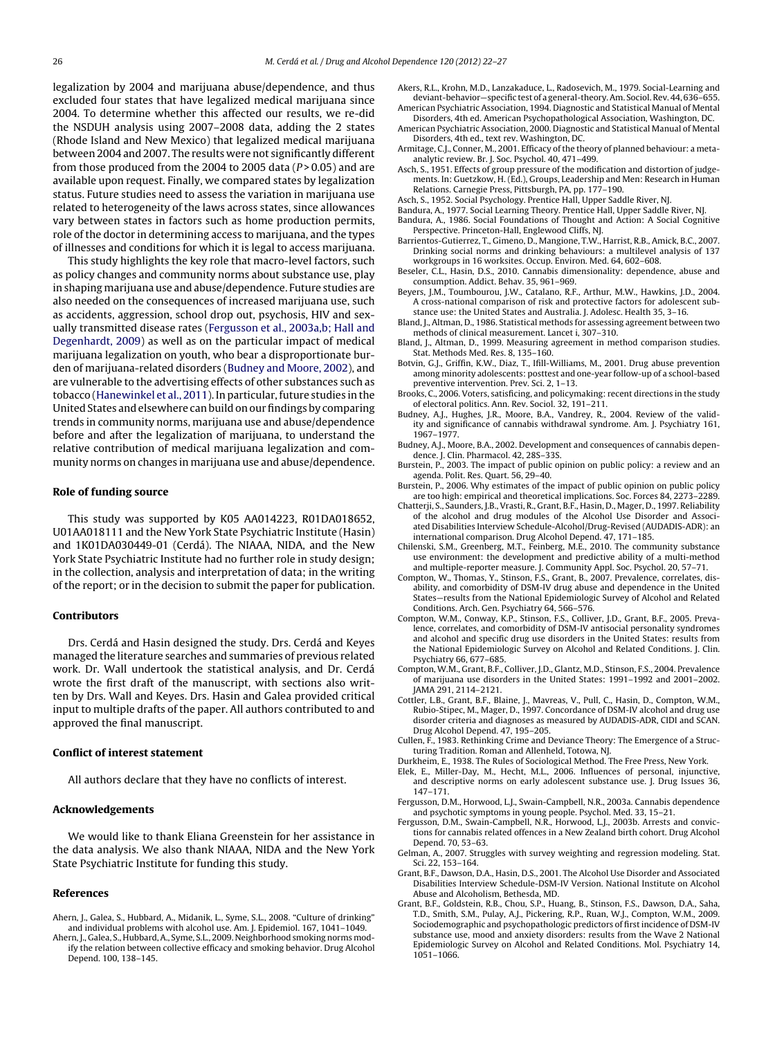legalization by 2004 and marijuana abuse/dependence, and thus excluded four states that have legalized medical marijuana since 2004. To determine whether this affected our results, we re-did the NSDUH analysis using 2007–2008 data, adding the 2 states (Rhode Island and New Mexico) that legalized medical marijuana between 2004 and 2007. The results were not significantly different from those produced from the 2004 to 2005 data ($P > 0.05$) and are available upon request. Finally, we compared states by legalization status. Future studies need to assess the variation in marijuana use related to heterogeneity of the laws across states, since allowances vary between states in factors such as home production permits, role of the doctor in determining access to marijuana, and the types of illnesses and conditions for which it is legal to access marijuana.

This study highlights the key role that macro-level factors, such as policy changes and community norms about substance use, play in shaping marijuana use and abuse/dependence. Future studies are also needed on the consequences of increased marijuana use, such as accidents, aggression, school drop out, psychosis, HIV and sexually transmitted disease rates (Fergusson et al., 2003a,b; Hall and Degenhardt, 2009) as well as on the particular impact of medical marijuana legalization on youth, who bear a disproportionate burden of marijuana-related disorders (Budney and Moore, 2002), and are vulnerable to the advertising effects of other substances such as tobacco (Hanewinkel et al., 2011). In particular, future studies in the United States and elsewhere can build on our findings by comparing trends in community norms, marijuana use and abuse/dependence before and after the legalization of marijuana, to understand the relative contribution of medical marijuana legalization and community norms on changes in marijuana use and abuse/dependence.

## Role of funding source

This study was supported by K05 AA014223, R01DA018652, U01AA018111 and the New York State Psychiatric Institute (Hasin) and 1K01DA030449-01 (Cerdá). The NIAAA, NIDA, and the New York State Psychiatric Institute had no further role in study design; in the collection, analysis and interpretation of data; in the writing of the report; or in the decision to submit the paper for publication.

## Contributors

Drs. Cerdá and Hasin designed the study. Drs. Cerdá and Keyes managed the literature searches and summaries of previous related work. Dr. Wall undertook the statistical analysis, and Dr. Cerdá wrote the first draft of the manuscript, with sections also written by Drs. Wall and Keyes. Drs. Hasin and Galea provided critical input to multiple drafts of the paper. All authors contributed to and approved the final manuscript.

## Conflict of interest statement

All authors declare that they have no conflicts of interest.

## Acknowledgements

We would like to thank Eliana Greenstein for her assistance in the data analysis. We also thank NIAAA, NIDA and the New York State Psychiatric Institute for funding this study.

## References

Ahern, J., Galea, S., Hubbard, A., Midanik, L., Syme, S.L., 2008. "Culture of drinking" and individual problems with alcohol use. Am. J. Epidemiol. 167, 1041–1049.

Ahern, J., Galea, S., Hubbard, A., Syme, S.L., 2009. Neighborhood smoking norms modify the relation between collective efficacy and smoking behavior. Drug Alcohol Depend. 100, 138–145.

Akers, R.L., Krohn, M.D., Lanzakaduce, L., Radosevich, M., 1979. Social-Learning and deviant-behavior—specific test of a general-theory. Am. Sociol. Rev. 44, 636–655.

American Psychiatric Association, 1994. Diagnostic and Statistical Manual of Mental Disorders, 4th ed. American Psychopathological Association, Washington, DC.

American Psychiatric Association, 2000. Diagnostic and Statistical Manual of Mental Disorders, 4th ed., text rev. Washington, DC.

Armitage, C.J., Conner, M., 2001. Efficacy of the theory of planned behaviour: a meta-analytic review. Br. J. Soc. Psychol. 40, 471–499.

Asch, S., 1951. Effects of group pressure of the modification and distortion of judgements. In: Guetzkow, H. (Ed.), Groups, Leadership and Men: Research in Human Relations. Carnegie Press, Pittsburgh, PA, pp. 177–190.

Asch, S., 1952. Social Psychology. Prentice Hall, Upper Saddle River, NJ.

Bandura, A., 1977. Social Learning Theory. Prentice Hall, Upper Saddle River, NJ.

Bandura, A., 1986. Social Foundations of Thought and Action: A Social Cognitive Perspective. Princeton-Hall, Englewood Cliffs, NJ.

Barrientos-Gutierrez, T., Gimeno, D., Mangione, T.W., Harrist, R.B., Amick, B.C., 2007. Drinking social norms and drinking behaviours: a multilevel analysis of 137 workgroups in 16 worksites. Occup. Environ. Med. 64, 602–608.

Beseler, C.L., Hasin, D.S., 2010. Cannabis dimensionality: dependence, abuse and consumption. Addict. Behav. 35, 961–969.

Beyers, J.M., Toumbourou, J.W., Catalano, R.F., Arthur, M.W., Hawkins, J.D., 2004. A cross-national comparison of risk and protective factors for adolescent substance use: the United States and Australia. J. Adolesc. Health 35, 3–16.

Bland, J., Altman, D., 1986. Statistical methods for assessing agreement between two methods of clinical measurement. Lancet i, 307–310.

Bland, J., Altman, D., 1999. Measuring agreement in method comparison studies. Stat. Methods Med. Res. 8, 135–160.

Botvin, G.J., Griffin, K.W., Diaz, T., Ifill-Williams, M., 2001. Drug abuse prevention among minority adolescents: posttest and one-year follow-up of a school-based preventive intervention. Prev. Sci. 2, 1–13.

Brooks, C., 2006. Voters, satisficing, and policymaking: recent directions in the study of electoral politics. Ann. Rev. Sociol. 32, 191–211.

Budney, A.J., Hughes, J.R., Moore, B.A., Vandrey, R., 2004. Review of the validity and significance of cannabis withdrawal syndrome. Am. J. Psychiatry 161, 1967–1977.

Budney, A.J., Moore, B.A., 2002. Development and consequences of cannabis dependence. J. Clin. Pharmacol. 42, 28S–33S.

Burstein, P., 2003. The impact of public opinion on public policy: a review and an agenda. Polit. Res. Quart. 56, 29–40.

Burstein, P., 2006. Why estimates of the impact of public opinion on public policy are too high: empirical and theoretical implications. Soc. Forces 84, 2273–2289.

Chatterji, S., Saunders, J.B., Vrasti, R., Grant, B.F., Hasin, D., Mager, D., 1997. Reliability of the alcohol and drug modules of the Alcohol Use Disorder and Associated Disabilities Interview Schedule-Alcohol/Drug-Revised (AUDADIS-ADR): an international comparison. Drug Alcohol Depend. 47, 171–185.

Chilenski, S.M., Greenberg, M.T., Feinberg, M.E., 2010. The community substance use environment: the development and predictive ability of a multi-method and multiple-reporter measure. J. Community Appl. Soc. Psychol. 20, 57–71.

Compton, W., Thomas, Y., Stinson, F.S., Grant, B., 2007. Prevalence, correlates, disability, and comorbidity of DSM-IV drug abuse and dependence in the United States—results from the National Epidemiologic Survey of Alcohol and Related Conditions. Arch. Gen. Psychiatry 64, 566–576.

Compton, W.M., Conway, K.P., Stinson, F.S., Colliver, J.D., Grant, B.F., 2005. Prevalence, correlates, and comorbidity of DSM-IV antisocial personality syndromes and alcohol and specific drug use disorders in the United States: results from the National Epidemiologic Survey on Alcohol and Related Conditions. J. Clin. Psychiatry 66, 677–685.

Compton, W.M., Grant, B.F., Colliver, J.D., Glantz, M.D., Stinson, F.S., 2004. Prevalence of marijuana use disorders in the United States: 1991–1992 and 2001–2002. JAMA 291, 2114–2121.

Cottler, L.B., Grant, B.F., Blaine, J., Mavreas, V., Pull, C., Hasin, D., Compton, W.M., Rubio-Stipec, M., Mager, D., 1997. Concordance of DSM-IV alcohol and drug use disorder criteria and diagnoses as measured by AUDADIS-ADR, CIDI and SCAN. Drug Alcohol Depend. 47, 195–205.

Cullen, F., 1983. Rethinking Crime and Deviance Theory: The Emergence of a Structuring Tradition. Roman and Allenheld, Totowa, NJ.

Durkheim, E., 1938. The Rules of Sociological Method. The Free Press, New York.

Elek, E., Miller-Day, M., Hecht, M.L., 2006. Influences of personal, injunctive, and descriptive norms on early adolescent substance use. J. Drug Issues 36, 147–171.

Fergusson, D.M., Horwood, L.J., Swain-Campbell, N.R., 2003a. Cannabis dependence and psychotic symptoms in young people. Psychol. Med. 33, 15–21.

Fergusson, D.M., Swain-Campbell, N.R., Horwood, L.J., 2003b. Arrests and convictions for cannabis related offences in a New Zealand birth cohort. Drug Alcohol Depend. 70, 53–63.

Gelman, A., 2007. Struggles with survey weighting and regression modeling. Stat. Sci. 22, 153–164.

Grant, B.F., Dawson, D.A., Hasin, D.S., 2001. The Alcohol Use Disorder and Associated Disabilities Interview Schedule-DSM-IV Version. National Institute on Alcohol Abuse and Alcoholism, Bethesda, MD.

Grant, B.F., Goldstein, R.B., Chou, S.P., Huang, B., Stinson, F.S., Dawson, D.A., Saha, T.D., Smith, S.M., Pulay, A.J., Pickering, R.P., Ruan, W.J., Compton, W.M., 2009. Sociodemographic and psychopathologic predictors of first incidence of DSM-IV substance use, mood and anxiety disorders: results from the Wave 2 National Epidemiologic Survey on Alcohol and Related Conditions. Mol. Psychiatry 14, 1051–1066.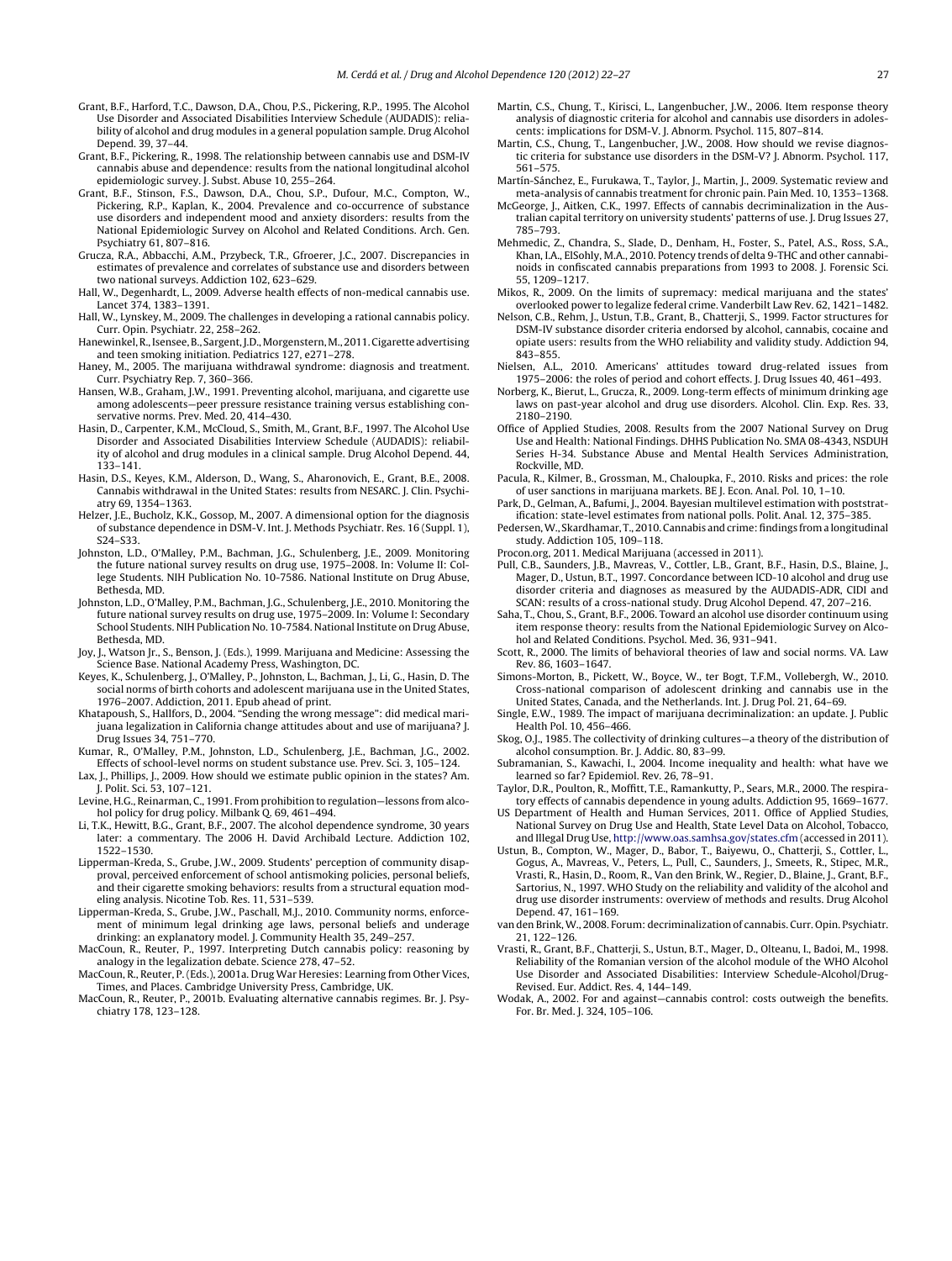Grant, B.F., Harford, T.C., Dawson, D.A., Chou, P.S., Pickering, R.P., 1995. The Alcohol Use Disorder and Associated Disabilities Interview Schedule (AUDADIS): reliability of alcohol and drug modules in a general population sample. Drug Alcohol Depend. 39, 37–44.

Grant, B.F., Pickering, R., 1998. The relationship between cannabis use and DSM-IV cannabis abuse and dependence: results from the national longitudinal alcohol epidemiologic survey. J. Subst. Abuse 10, 255–264.

Grant, B.F., Stinson, F.S., Dawson, D.A., Chou, S.P., Dufour, M.C., Compton, W., Pickering, R.P., Kaplan, K., 2004. Prevalence and co-occurrence of substance use disorders and independent mood and anxiety disorders: results from the National Epidemiologic Survey on Alcohol and Related Conditions. Arch. Gen. Psychiatry 61, 807–816.

Grucza, R.A., Abbacchi, A.M., Przybeck, T.R., Gfroerer, J.C., 2007. Discrepancies in estimates of prevalence and correlates of substance use and disorders between two national surveys. Addiction 102, 623–629.

Hall, W., Degenhardt, L., 2009. Adverse health effects of non-medical cannabis use. Lancet 374, 1383–1391.

Hall, W., Lynskey, M., 2009. The challenges in developing a rational cannabis policy. Curr. Opin. Psychiatr. 22, 258–262.

Hanewinkel, R., Isensee, B., Sargent, J.D., Morgenstern, M., 2011. Cigarette advertising and teen smoking initiation. Pediatrics 127, e271–278.

Haney, M., 2005. The marijuana withdrawal syndrome: diagnosis and treatment. Curr. Psychiatry Rep. 7, 360–366.

Hansen, W.B., Graham, J.W., 1991. Preventing alcohol, marijuana, and cigarette use among adolescents—peer pressure resistance training versus establishing conservative norms. Prev. Med. 20, 414–430.

Hasin, D., Carpenter, K.M., McCloud, S., Smith, M., Grant, B.F., 1997. The Alcohol Use Disorder and Associated Disabilities Interview Schedule (AUDADIS): reliability of alcohol and drug modules in a clinical sample. Drug Alcohol Depend. 44, 133–141.

Hasin, D.S., Keyes, K.M., Alderson, D., Wang, S., Aharonovich, E., Grant, B.E., 2008. Cannabis withdrawal in the United States: results from NESARC. J. Clin. Psychiatry 69, 1354–1363.

Helzer, J.E., Bucholz, K.K., Gossop, M., 2007. A dimensional option for the diagnosis of substance dependence in DSM-V. Int. J. Methods Psychiatr. Res. 16 (Suppl. 1), S24–S33.

Johnston, L.D., O'Malley, P.M., Bachman, J.G., Schulenberg, J.E., 2009. Monitoring the future national survey results on drug use, 1975–2008. In: Volume II: College Students. NIH Publication No. 10-7586. National Institute on Drug Abuse, Bethesda, MD.

Johnston, L.D., O'Malley, P.M., Bachman, J.G., Schulenberg, J.E., 2010. Monitoring the future national survey results on drug use, 1975–2009. In: Volume I: Secondary School Students. NIH Publication No. 10-7584. National Institute on Drug Abuse, Bethesda, MD.

Joy, J., Watson Jr., S., Benson, J. (Eds.), 1999. Marijuana and Medicine: Assessing the Science Base. National Academy Press, Washington, DC.

Keyes, K., Schulenberg, J., O'Malley, P., Johnston, L., Bachman, J., Li, G., Hasin, D. The social norms of birth cohorts and adolescent marijuana use in the United States, 1976–2007. Addiction, 2011. Epub ahead of print.

Khatapoush, S., Hallfors, D., 2004. "Sending the wrong message": did medical marijuana legalization in California change attitudes about and use of marijuana? J. Drug Issues 34, 751–770.

Kumar, R., O'Malley, P.M., Johnston, L.D., Schulenberg, J.E., Bachman, J.G., 2002. Effects of school-level norms on student substance use. Prev. Sci. 3, 105–124.

Lax, J., Phillips, J., 2009. How should we estimate public opinion in the states? Am. J. Polit. Sci. 53, 107–121.

Levine, H.G., Reinarman, C., 1991. From prohibition to regulation—lessons from alcohol policy for drug policy. Milbank Q. 69, 461–494.

Li, T.K., Hewitt, B.G., Grant, B.F., 2007. The alcohol dependence syndrome, 30 years later: a commentary. The 2006 H. David Archibald Lecture. Addiction 102, 1522–1530.

Lipperman-Kreda, S., Grube, J.W., 2009. Students' perception of community disapproval, perceived enforcement of school antismoking policies, personal beliefs, and their cigarette smoking behaviors: results from a structural equation modeling analysis. Nicotine Tob. Res. 11, 531–539.

Lipperman-Kreda, S., Grube, J.W., Paschall, M.J., 2010. Community norms, enforcement of minimum legal drinking age laws, personal beliefs and underage drinking: an explanatory model. J. Community Health 35, 249–257.

MacCoun, R., Reuter, P., 1997. Interpreting Dutch cannabis policy: reasoning by analogy in the legalization debate. Science 278, 47–52.

MacCoun, R., Reuter, P. (Eds.), 2001a. Drug War Heresies: Learning from Other Vices, Times, and Places. Cambridge University Press, Cambridge, UK.

MacCoun, R., Reuter, P., 2001b. Evaluating alternative cannabis regimes. Br. J. Psychiatry 178, 123–128.

Martin, C.S., Chung, T., Kirisci, L., Langenbucher, J.W., 2006. Item response theory analysis of diagnostic criteria for alcohol and cannabis use disorders in adolescents: implications for DSM-V. J. Abnorm. Psychol. 115, 807–814.

Martin, C.S., Chung, T., Langenbucher, J.W., 2008. How should we revise diagnostic criteria for substance use disorders in the DSM-V? J. Abnorm. Psychol. 117, 561–575.

Martín-Sánchez, E., Furukawa, T., Taylor, J., Martin, J., 2009. Systematic review and meta-analysis of cannabis treatment for chronic pain. Pain Med. 10, 1353–1368.

McGeorge, J., Aitken, C.K., 1997. Effects of cannabis decriminalization in the Australian capital territory on university students' patterns of use. J. Drug Issues 27, 785–793.

Mehmedic, Z., Chandra, S., Slade, D., Denham, H., Foster, S., Patel, A.S., Ross, S.A., Khan, I.A., ElSohly, M.A., 2010. Potency trends of delta 9-THC and other cannabinoids in confiscated cannabis preparations from 1993 to 2008. J. Forensic Sci. 55, 1209–1217.

Mikos, R., 2009. On the limits of supremacy: medical marijuana and the states' overlooked power to legalize federal crime. Vanderbilt Law Rev. 62, 1421–1482.

Nelson, C.B., Rehm, J., Ustun, T.B., Grant, B., Chatterji, S., 1999. Factor structures for DSM-IV substance disorder criteria endorsed by alcohol, cannabis, cocaine and opiate users: results from the WHO reliability and validity study. Addiction 94, 843–855.

Nielsen, A.L., 2010. Americans' attitudes toward drug-related issues from 1975–2006: the roles of period and cohort effects. J. Drug Issues 40, 461–493.

Norberg, K., Bierut, L., Grucza, R., 2009. Long-term effects of minimum drinking age laws on past-year alcohol and drug use disorders. Alcohol. Clin. Exp. Res. 33, 2180–2190.

Office of Applied Studies, 2008. Results from the 2007 National Survey on Drug Use and Health: National Findings. DHHS Publication No. SMA 08-4343, NSDUH Series H-34. Substance Abuse and Mental Health Services Administration, Rockville, MD.

Pacula, R., Kilmer, B., Grossman, M., Chaloupka, F., 2010. Risks and prices: the role of user sanctions in marijuana markets. BE J. Econ. Anal. Pol. 10, 1–10.

Park, D., Gelman, A., Bafumi, J., 2004. Bayesian multilevel estimation with poststratification: state-level estimates from national polls. Polit. Anal. 12, 375–385.

Pedersen, W., Skardhamar, T., 2010. Cannabis and crime: findings from a longitudinal study. Addiction 105, 109–118.

Procon.org, 2011. Medical Marijuana (accessed in 2011).

Pull, C.B., Saunders, J.B., Mavreas, V., Cottler, L.B., Grant, B.F., Hasin, D.S., Blaine, J., Mager, D., Ustun, B.T., 1997. Concordance between ICD-10 alcohol and drug use disorder criteria and diagnoses as measured by the AUDADIS-ADR, CIDI and SCAN: results of a cross-national study. Drug Alcohol Depend. 47, 207–216.

Saha, T., Chou, S., Grant, B.F., 2006. Toward an alcohol use disorder continuum using item response theory: results from the National Epidemiologic Survey on Alcohol and Related Conditions. Psychol. Med. 36, 931–941.

Scott, R., 2000. The limits of behavioral theories of law and social norms. VA. Law Rev. 86, 1603–1647.

Simons-Morton, B., Pickett, W., Boyce, W., ter Bogt, T.F.M., Vollebergh, W., 2010. Cross-national comparison of adolescent drinking and cannabis use in the United States, Canada, and the Netherlands. Int. J. Drug Pol. 21, 64–69.

Single, E.W., 1989. The impact of marijuana decriminalization: an update. J. Public Health Pol. 10, 456–466.

Skog, O.J., 1985. The collectivity of drinking cultures—a theory of the distribution of alcohol consumption. Br. J. Addic. 80, 83–99.

Subramanian, S., Kawachi, I., 2004. Income inequality and health: what have we learned so far? Epidemiol. Rev. 26, 78–91.

Taylor, D.R., Poulton, R., Moffitt, T.E., Ramankutty, P., Sears, M.R., 2000. The respiratory effects of cannabis dependence in young adults. Addiction 95, 1669–1677.

US Department of Health and Human Services, 2011. Office of Applied Studies, National Survey on Drug Use and Health, State Level Data on Alcohol, Tobacco, and Illegal Drug Use, http://www.oas.samhsa.gov/states.cfm (accessed in 2011).

Ustun, B., Compton, W., Mager, D., Babor, T., Baiyewu, O., Chatterji, S., Cottler, L., Gogus, A., Mavreas, V., Peters, L., Pull, C., Saunders, J., Smeets, R., Stipec, M.R., Vrasti, R., Hasin, D., Room, R., Van den Brink, W., Regier, D., Blaine, J., Grant, B.F., Sartorius, N., 1997. WHO Study on the reliability and validity of the alcohol and drug use disorder instruments: overview of methods and results. Drug Alcohol Depend. 47, 161–169.

van den Brink, W., 2008. Forum: decriminalization of cannabis. Curr. Opin. Psychiatr. 21, 122–126.

Vrasti, R., Grant, B.F., Chatterji, S., Ustun, B.T., Mager, D., Olteanu, I., Badoi, M., 1998. Reliability of the Romanian version of the alcohol module of the WHO Alcohol Use Disorder and Associated Disabilities: Interview Schedule-Alcohol/Drug-Revised. Eur. Addict. Res. 4, 144–149.

Wodak, A., 2002. For and against—cannabis control: costs outweigh the benefits. For. Br. Med. J. 324, 105–106.